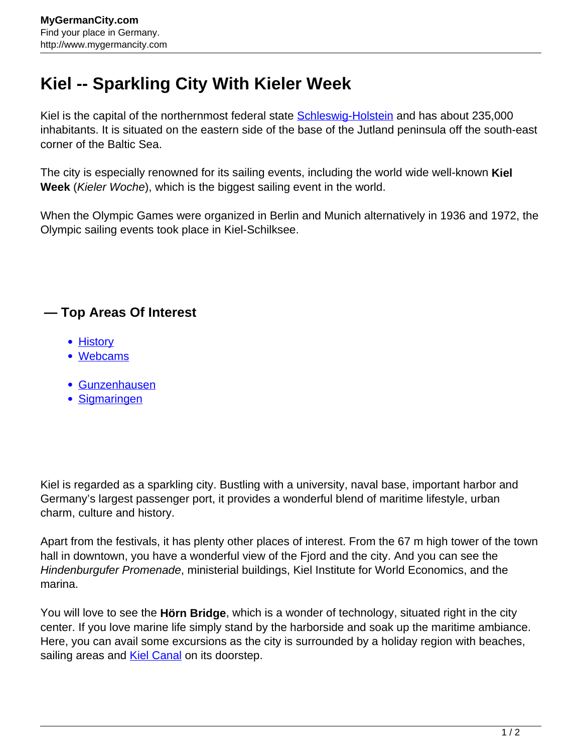# Kiel -- Sparkling City With Kieler Week

Kiel is the capital of the northernmost federal state Schleswig-Holstein and has about 235,000 inhabitants. It is situated on the eastern side of the base of the Jutland peninsula off the south-east corner of the Baltic Sea.

The city is especially renowned for its sailing events, including the world wide well-known **Kiel Week** (*Kieler Woche*), which is the biggest sailing event in the world.

When the Olympic Games were organized in Berlin and Munich alternatively in 1936 and 1972, the Olympic sailing events took place in Kiel-Schilksee.

## — Top Areas Of Interest

- History
- Webcams

- Gunzenhausen
- Sigmaringen

Kiel is regarded as a sparkling city. Bustling with a university, naval base, important harbor and Germany's largest passenger port, it provides a wonderful blend of maritime lifestyle, urban charm, culture and history.

Apart from the festivals, it has plenty other places of interest. From the 67 m high tower of the town hall in downtown, you have a wonderful view of the Fjord and the city. And you can see the *Hindenburgufer Promenade*, ministerial buildings, Kiel Institute for World Economics, and the marina.

You will love to see the **Hörn Bridge**, which is a wonder of technology, situated right in the city center. If you love marine life simply stand by the harborside and soak up the maritime ambiance. Here, you can avail some excursions as the city is surrounded by a holiday region with beaches, sailing areas and Kiel Canal on its doorstep.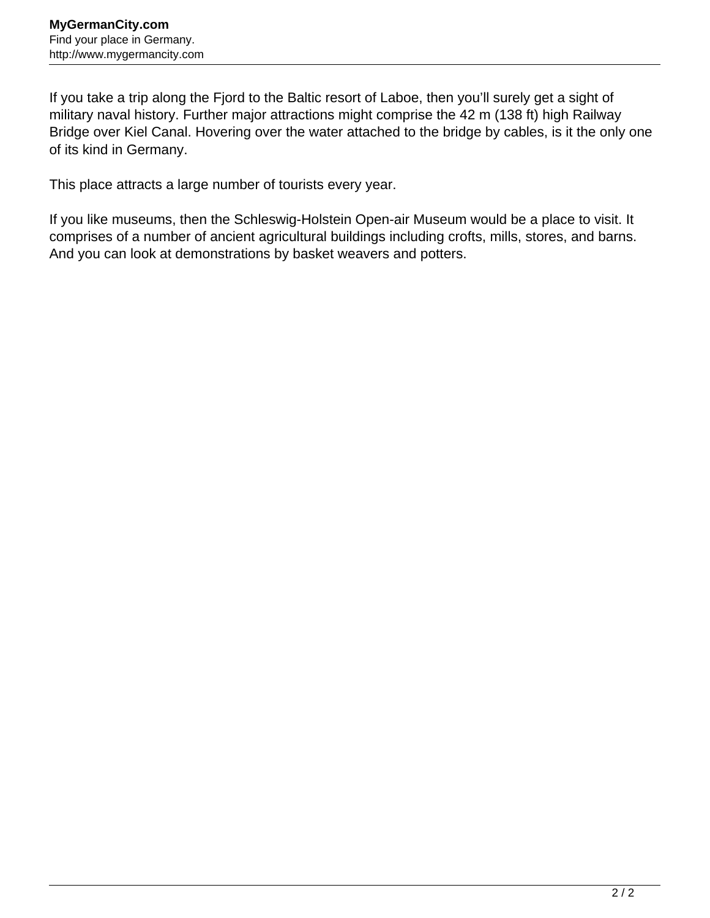If you take a trip along the Fjord to the Baltic resort of Laboe, then you'll surely get a sight of military naval history. Further major attractions might comprise the 42 m (138 ft) high Railway Bridge over Kiel Canal. Hovering over the water attached to the bridge by cables, is it the only one of its kind in Germany.

This place attracts a large number of tourists every year.

If you like museums, then the Schleswig-Holstein Open-air Museum would be a place to visit. It comprises of a number of ancient agricultural buildings including crofts, mills, stores, and barns. And you can look at demonstrations by basket weavers and potters.